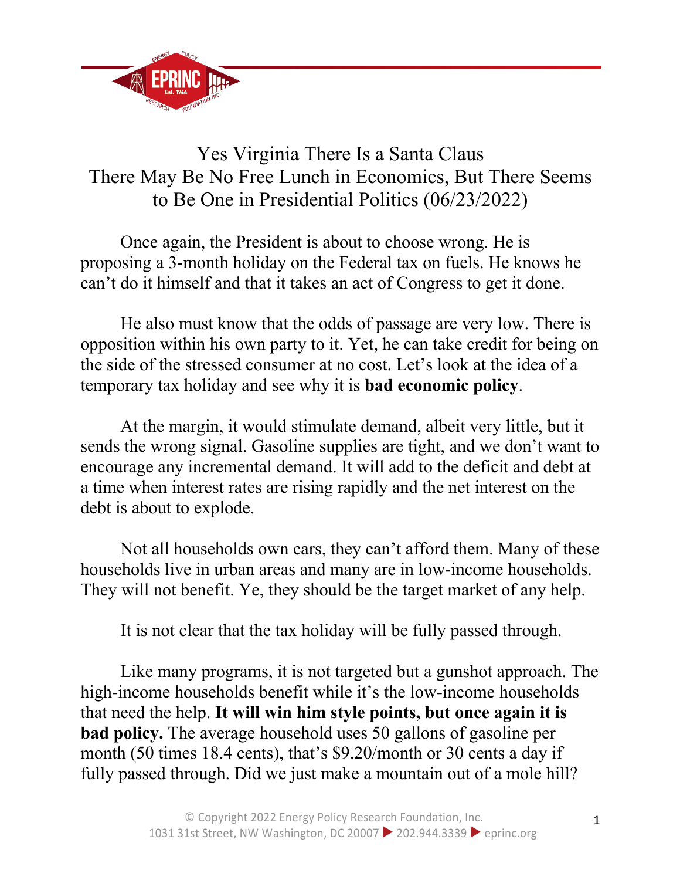# Yes Virginia There Is a Santa Claus
## There May Be No Free Lunch in Economics, But There Seems to Be One in Presidential Politics (06/23/2022)

Once again, the President is about to choose wrong. He is proposing a 3-month holiday on the Federal tax on fuels. He knows he can't do it himself and that it takes an act of Congress to get it done.

He also must know that the odds of passage are very low. There is opposition within his own party to it. Yet, he can take credit for being on the side of the stressed consumer at no cost. Let's look at the idea of a temporary tax holiday and see why it is **bad economic policy**.

At the margin, it would stimulate demand, albeit very little, but it sends the wrong signal. Gasoline supplies are tight, and we don't want to encourage any incremental demand. It will add to the deficit and debt at a time when interest rates are rising rapidly and the net interest on the debt is about to explode.

Not all households own cars, they can't afford them. Many of these households live in urban areas and many are in low-income households. They will not benefit. Ye, they should be the target market of any help.

It is not clear that the tax holiday will be fully passed through.

Like many programs, it is not targeted but a gunshot approach. The high-income households benefit while it's the low-income households that need the help. **It will win him style points, but once again it is bad policy.** The average household uses 50 gallons of gasoline per month (50 times 18.4 cents), that's $9.20/month or 30 cents a day if fully passed through. Did we just make a mountain out of a mole hill?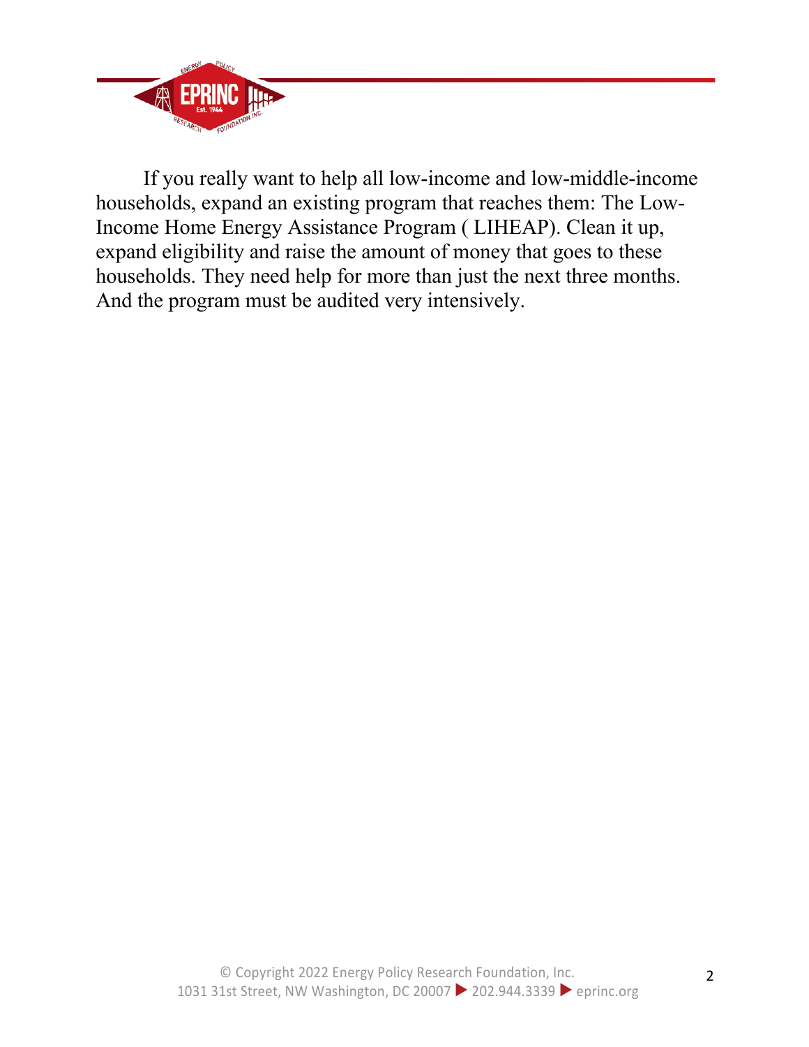If you really want to help all low-income and low-middle-income households, expand an existing program that reaches them: The Low-Income Home Energy Assistance Program ( LIHEAP). Clean it up, expand eligibility and raise the amount of money that goes to these households. They need help for more than just the next three months. And the program must be audited very intensively.